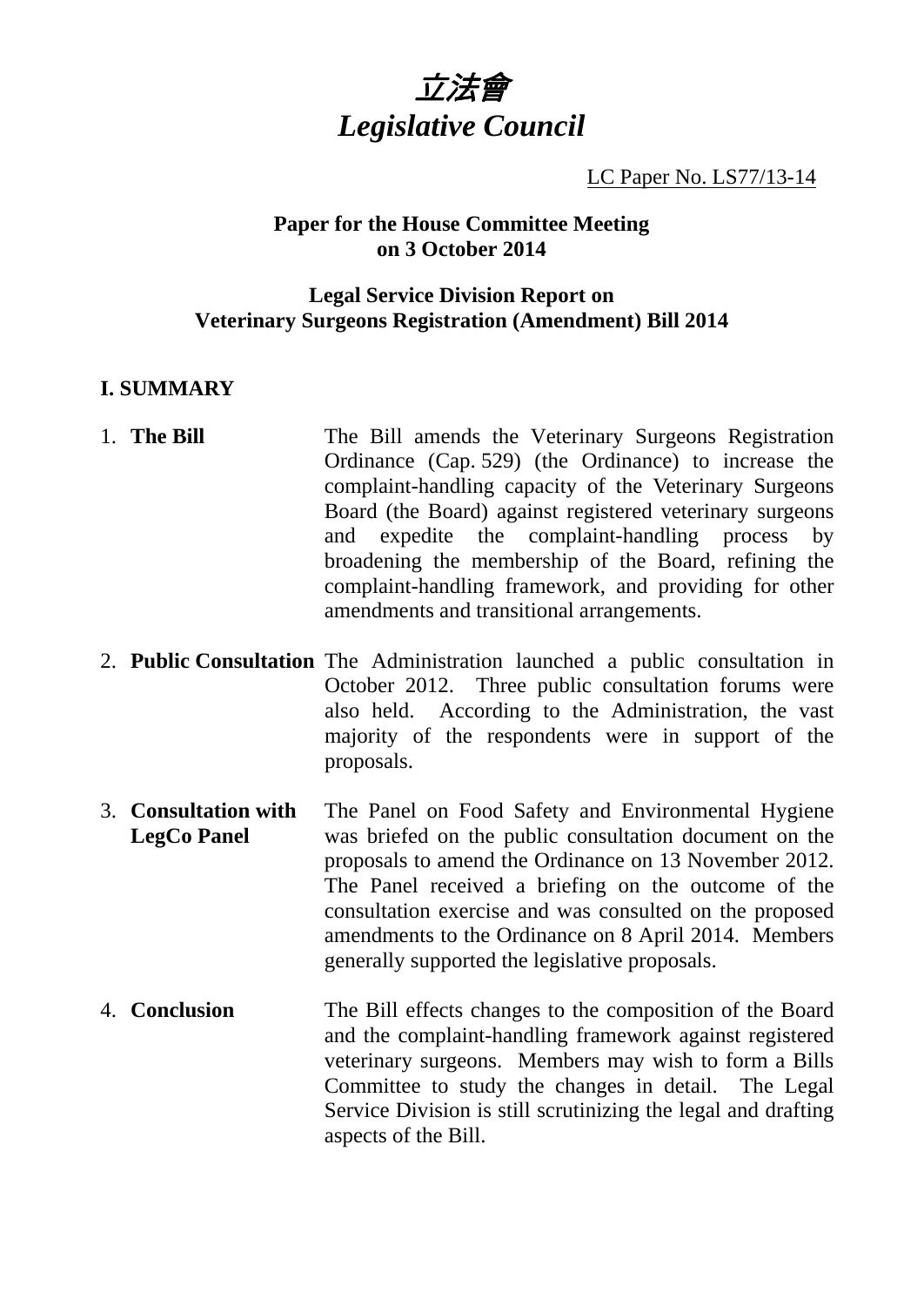# 立法會
# *Legislative Council*

LC Paper No. LS77/13-14

**Paper for the House Committee Meeting on 3 October 2014**

**Legal Service Division Report on Veterinary Surgeons Registration (Amendment) Bill 2014**

## I. SUMMARY

| | |
|---|---|
| 1. **The Bill** | The Bill amends the Veterinary Surgeons Registration Ordinance (Cap. 529) (the Ordinance) to increase the complaint-handling capacity of the Veterinary Surgeons Board (the Board) against registered veterinary surgeons and expedite the complaint-handling process by broadening the membership of the Board, refining the complaint-handling framework, and providing for other amendments and transitional arrangements. |
| 2. **Public Consultation** | The Administration launched a public consultation in October 2012. Three public consultation forums were also held. According to the Administration, the vast majority of the respondents were in support of the proposals. |
| 3. **Consultation with LegCo Panel** | The Panel on Food Safety and Environmental Hygiene was briefed on the public consultation document on the proposals to amend the Ordinance on 13 November 2012. The Panel received a briefing on the outcome of the consultation exercise and was consulted on the proposed amendments to the Ordinance on 8 April 2014. Members generally supported the legislative proposals. |
| 4. **Conclusion** | The Bill effects changes to the composition of the Board and the complaint-handling framework against registered veterinary surgeons. Members may wish to form a Bills Committee to study the changes in detail. The Legal Service Division is still scrutinizing the legal and drafting aspects of the Bill. |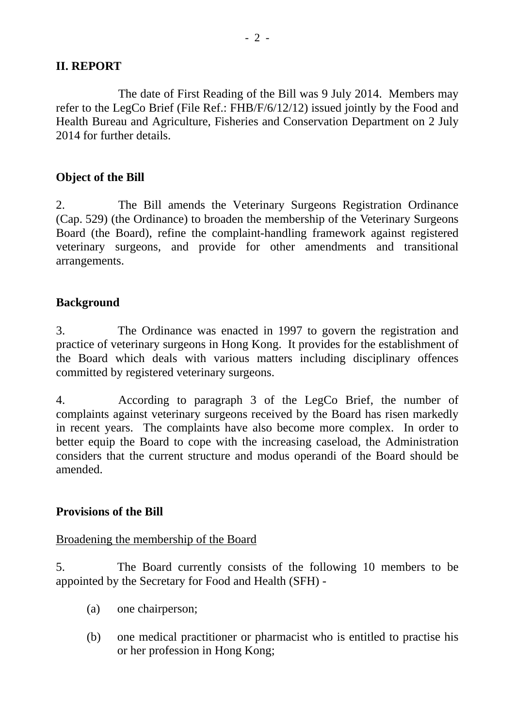## II. REPORT

The date of First Reading of the Bill was 9 July 2014. Members may refer to the LegCo Brief (File Ref.: FHB/F/6/12/12) issued jointly by the Food and Health Bureau and Agriculture, Fisheries and Conservation Department on 2 July 2014 for further details.

### Object of the Bill

2. The Bill amends the Veterinary Surgeons Registration Ordinance (Cap. 529) (the Ordinance) to broaden the membership of the Veterinary Surgeons Board (the Board), refine the complaint-handling framework against registered veterinary surgeons, and provide for other amendments and transitional arrangements.

### Background

3. The Ordinance was enacted in 1997 to govern the registration and practice of veterinary surgeons in Hong Kong. It provides for the establishment of the Board which deals with various matters including disciplinary offences committed by registered veterinary surgeons.

4. According to paragraph 3 of the LegCo Brief, the number of complaints against veterinary surgeons received by the Board has risen markedly in recent years. The complaints have also become more complex. In order to better equip the Board to cope with the increasing caseload, the Administration considers that the current structure and modus operandi of the Board should be amended.

### Provisions of the Bill

<u>Broadening the membership of the Board</u>

5. The Board currently consists of the following 10 members to be appointed by the Secretary for Food and Health (SFH) -

(a) one chairperson;

(b) one medical practitioner or pharmacist who is entitled to practise his or her profession in Hong Kong;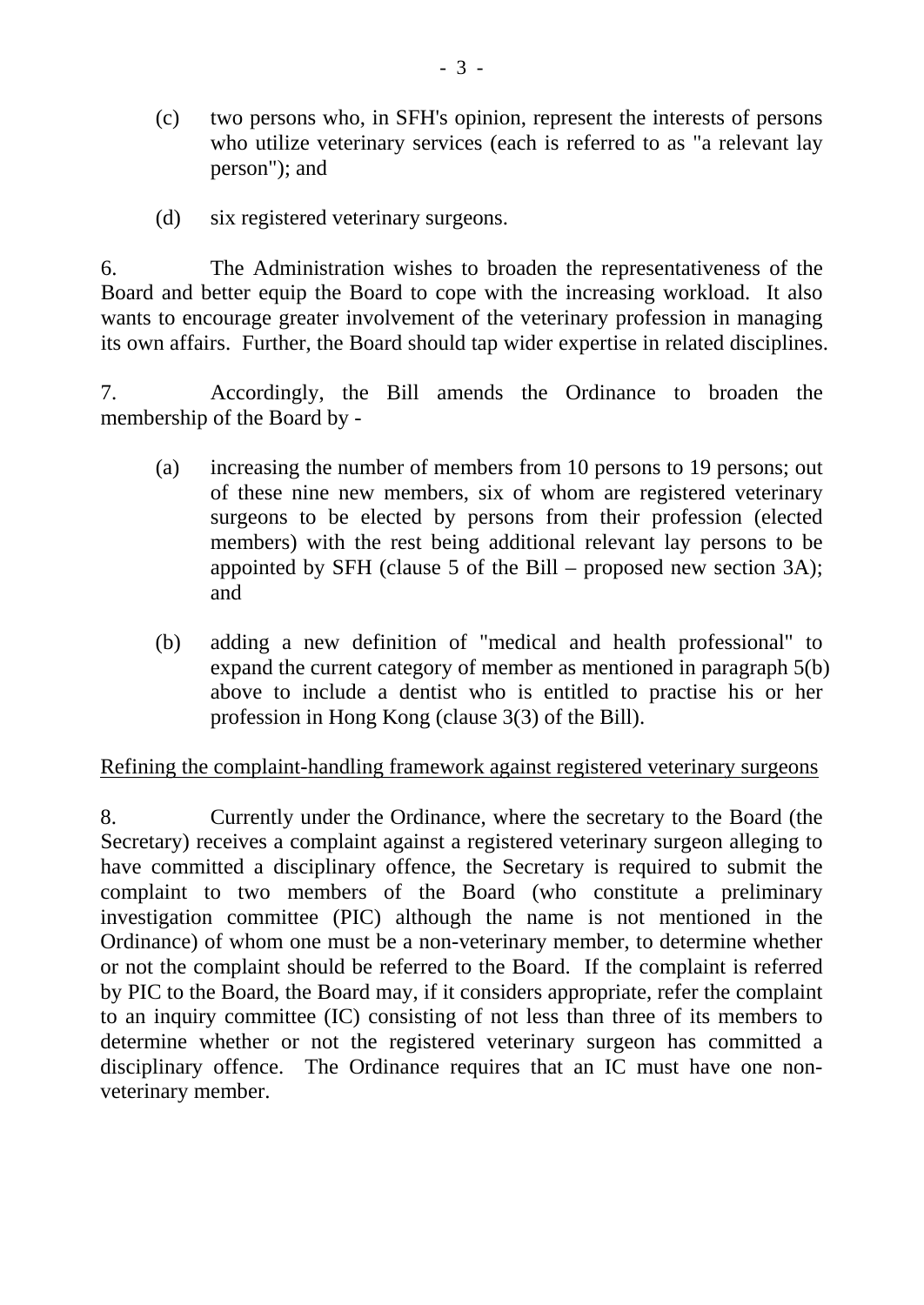(c) two persons who, in SFH's opinion, represent the interests of persons who utilize veterinary services (each is referred to as "a relevant lay person"); and

(d) six registered veterinary surgeons.

6. The Administration wishes to broaden the representativeness of the Board and better equip the Board to cope with the increasing workload. It also wants to encourage greater involvement of the veterinary profession in managing its own affairs. Further, the Board should tap wider expertise in related disciplines.

7. Accordingly, the Bill amends the Ordinance to broaden the membership of the Board by -

(a) increasing the number of members from 10 persons to 19 persons; out of these nine new members, six of whom are registered veterinary surgeons to be elected by persons from their profession (elected members) with the rest being additional relevant lay persons to be appointed by SFH (clause 5 of the Bill – proposed new section 3A); and

(b) adding a new definition of "medical and health professional" to expand the current category of member as mentioned in paragraph 5(b) above to include a dentist who is entitled to practise his or her profession in Hong Kong (clause 3(3) of the Bill).

<u>Refining the complaint-handling framework against registered veterinary surgeons</u>

8. Currently under the Ordinance, where the secretary to the Board (the Secretary) receives a complaint against a registered veterinary surgeon alleging to have committed a disciplinary offence, the Secretary is required to submit the complaint to two members of the Board (who constitute a preliminary investigation committee (PIC) although the name is not mentioned in the Ordinance) of whom one must be a non-veterinary member, to determine whether or not the complaint should be referred to the Board. If the complaint is referred by PIC to the Board, the Board may, if it considers appropriate, refer the complaint to an inquiry committee (IC) consisting of not less than three of its members to determine whether or not the registered veterinary surgeon has committed a disciplinary offence. The Ordinance requires that an IC must have one non-veterinary member.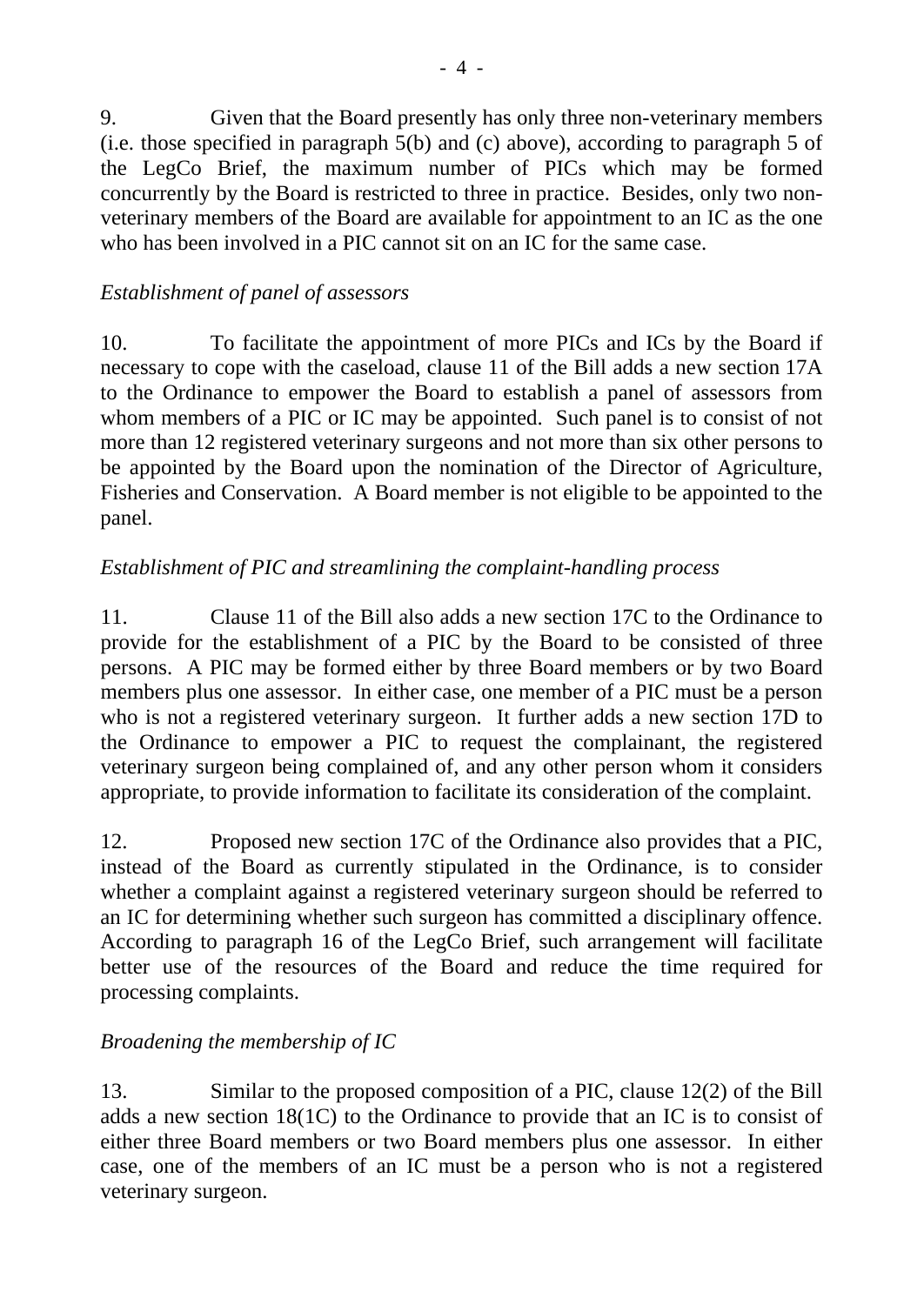9. Given that the Board presently has only three non-veterinary members (i.e. those specified in paragraph 5(b) and (c) above), according to paragraph 5 of the LegCo Brief, the maximum number of PICs which may be formed concurrently by the Board is restricted to three in practice. Besides, only two non-veterinary members of the Board are available for appointment to an IC as the one who has been involved in a PIC cannot sit on an IC for the same case.

*Establishment of panel of assessors*

10. To facilitate the appointment of more PICs and ICs by the Board if necessary to cope with the caseload, clause 11 of the Bill adds a new section 17A to the Ordinance to empower the Board to establish a panel of assessors from whom members of a PIC or IC may be appointed. Such panel is to consist of not more than 12 registered veterinary surgeons and not more than six other persons to be appointed by the Board upon the nomination of the Director of Agriculture, Fisheries and Conservation. A Board member is not eligible to be appointed to the panel.

*Establishment of PIC and streamlining the complaint-handling process*

11. Clause 11 of the Bill also adds a new section 17C to the Ordinance to provide for the establishment of a PIC by the Board to be consisted of three persons. A PIC may be formed either by three Board members or by two Board members plus one assessor. In either case, one member of a PIC must be a person who is not a registered veterinary surgeon. It further adds a new section 17D to the Ordinance to empower a PIC to request the complainant, the registered veterinary surgeon being complained of, and any other person whom it considers appropriate, to provide information to facilitate its consideration of the complaint.

12. Proposed new section 17C of the Ordinance also provides that a PIC, instead of the Board as currently stipulated in the Ordinance, is to consider whether a complaint against a registered veterinary surgeon should be referred to an IC for determining whether such surgeon has committed a disciplinary offence. According to paragraph 16 of the LegCo Brief, such arrangement will facilitate better use of the resources of the Board and reduce the time required for processing complaints.

*Broadening the membership of IC*

13. Similar to the proposed composition of a PIC, clause 12(2) of the Bill adds a new section 18(1C) to the Ordinance to provide that an IC is to consist of either three Board members or two Board members plus one assessor. In either case, one of the members of an IC must be a person who is not a registered veterinary surgeon.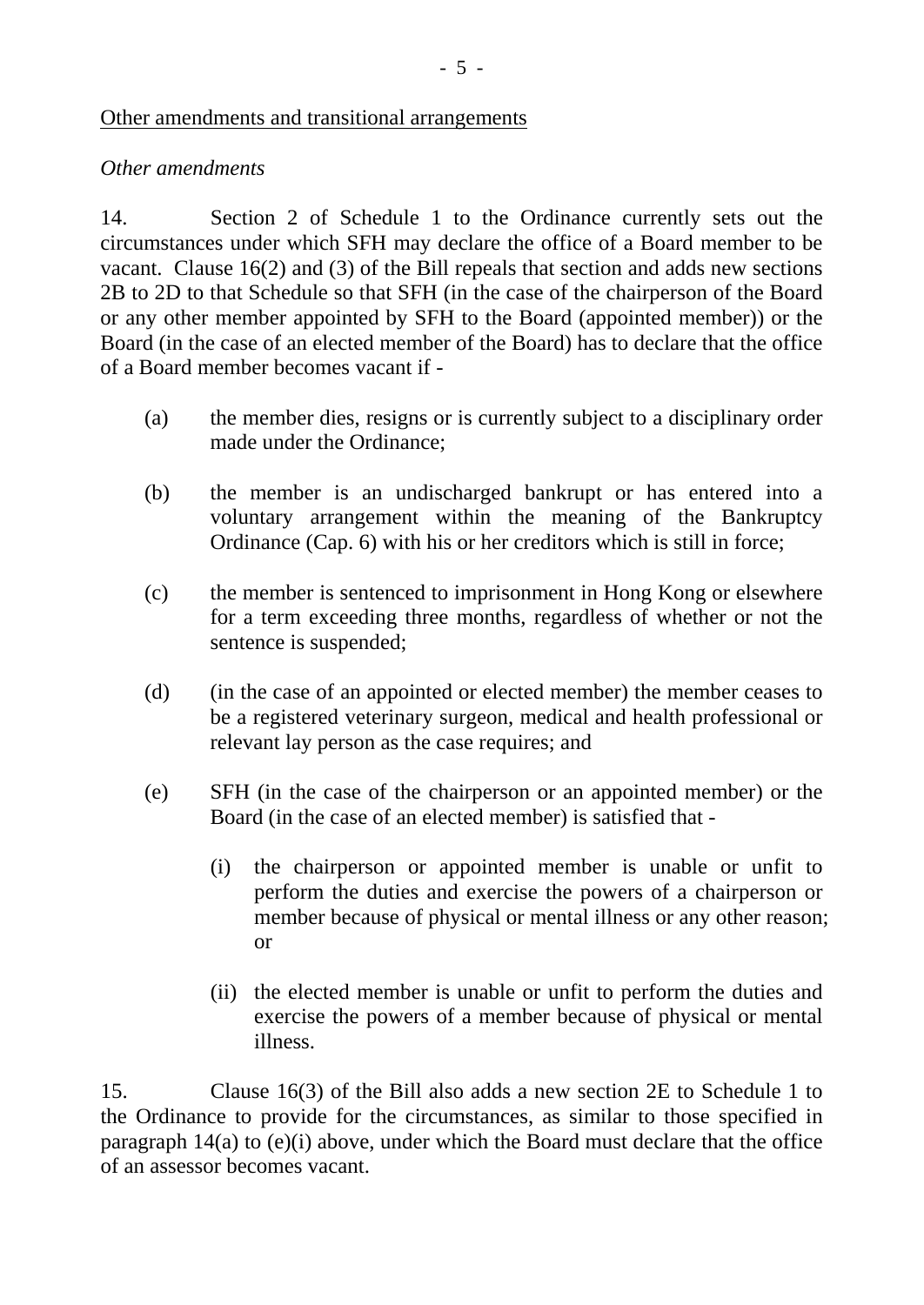Other amendments and transitional arrangements

*Other amendments*

14. Section 2 of Schedule 1 to the Ordinance currently sets out the circumstances under which SFH may declare the office of a Board member to be vacant. Clause 16(2) and (3) of the Bill repeals that section and adds new sections 2B to 2D to that Schedule so that SFH (in the case of the chairperson of the Board or any other member appointed by SFH to the Board (appointed member)) or the Board (in the case of an elected member of the Board) has to declare that the office of a Board member becomes vacant if -

(a) the member dies, resigns or is currently subject to a disciplinary order made under the Ordinance;

(b) the member is an undischarged bankrupt or has entered into a voluntary arrangement within the meaning of the Bankruptcy Ordinance (Cap. 6) with his or her creditors which is still in force;

(c) the member is sentenced to imprisonment in Hong Kong or elsewhere for a term exceeding three months, regardless of whether or not the sentence is suspended;

(d) (in the case of an appointed or elected member) the member ceases to be a registered veterinary surgeon, medical and health professional or relevant lay person as the case requires; and

(e) SFH (in the case of the chairperson or an appointed member) or the Board (in the case of an elected member) is satisfied that -

    (i) the chairperson or appointed member is unable or unfit to perform the duties and exercise the powers of a chairperson or member because of physical or mental illness or any other reason; or

    (ii) the elected member is unable or unfit to perform the duties and exercise the powers of a member because of physical or mental illness.

15. Clause 16(3) of the Bill also adds a new section 2E to Schedule 1 to the Ordinance to provide for the circumstances, as similar to those specified in paragraph 14(a) to (e)(i) above, under which the Board must declare that the office of an assessor becomes vacant.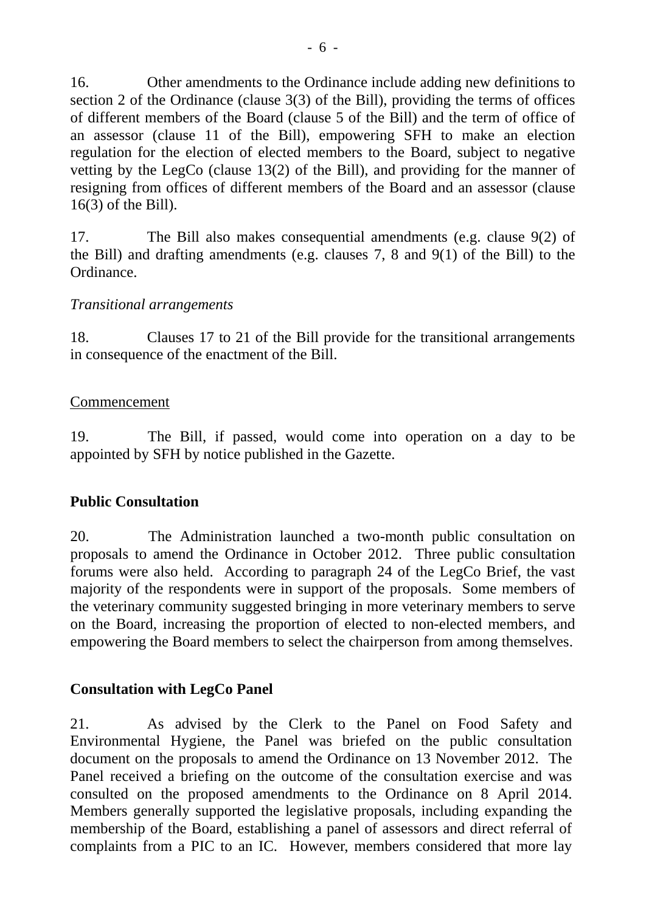16. Other amendments to the Ordinance include adding new definitions to section 2 of the Ordinance (clause 3(3) of the Bill), providing the terms of offices of different members of the Board (clause 5 of the Bill) and the term of office of an assessor (clause 11 of the Bill), empowering SFH to make an election regulation for the election of elected members to the Board, subject to negative vetting by the LegCo (clause 13(2) of the Bill), and providing for the manner of resigning from offices of different members of the Board and an assessor (clause 16(3) of the Bill).

17. The Bill also makes consequential amendments (e.g. clause 9(2) of the Bill) and drafting amendments (e.g. clauses 7, 8 and 9(1) of the Bill) to the Ordinance.

*Transitional arrangements*

18. Clauses 17 to 21 of the Bill provide for the transitional arrangements in consequence of the enactment of the Bill.

<u>Commencement</u>

19. The Bill, if passed, would come into operation on a day to be appointed by SFH by notice published in the Gazette.

**Public Consultation**

20. The Administration launched a two-month public consultation on proposals to amend the Ordinance in October 2012. Three public consultation forums were also held. According to paragraph 24 of the LegCo Brief, the vast majority of the respondents were in support of the proposals. Some members of the veterinary community suggested bringing in more veterinary members to serve on the Board, increasing the proportion of elected to non-elected members, and empowering the Board members to select the chairperson from among themselves.

**Consultation with LegCo Panel**

21. As advised by the Clerk to the Panel on Food Safety and Environmental Hygiene, the Panel was briefed on the public consultation document on the proposals to amend the Ordinance on 13 November 2012. The Panel received a briefing on the outcome of the consultation exercise and was consulted on the proposed amendments to the Ordinance on 8 April 2014. Members generally supported the legislative proposals, including expanding the membership of the Board, establishing a panel of assessors and direct referral of complaints from a PIC to an IC. However, members considered that more lay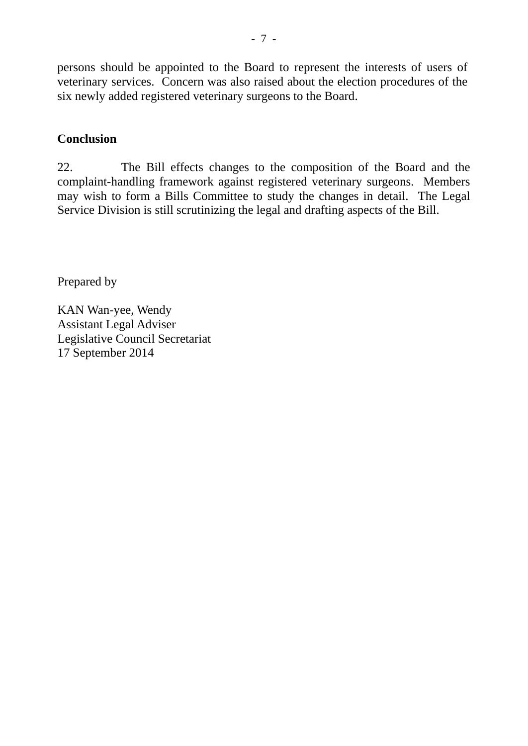persons should be appointed to the Board to represent the interests of users of veterinary services. Concern was also raised about the election procedures of the six newly added registered veterinary surgeons to the Board.

## Conclusion

22. The Bill effects changes to the composition of the Board and the complaint-handling framework against registered veterinary surgeons. Members may wish to form a Bills Committee to study the changes in detail. The Legal Service Division is still scrutinizing the legal and drafting aspects of the Bill.

Prepared by

KAN Wan-yee, Wendy
Assistant Legal Adviser
Legislative Council Secretariat
17 September 2014